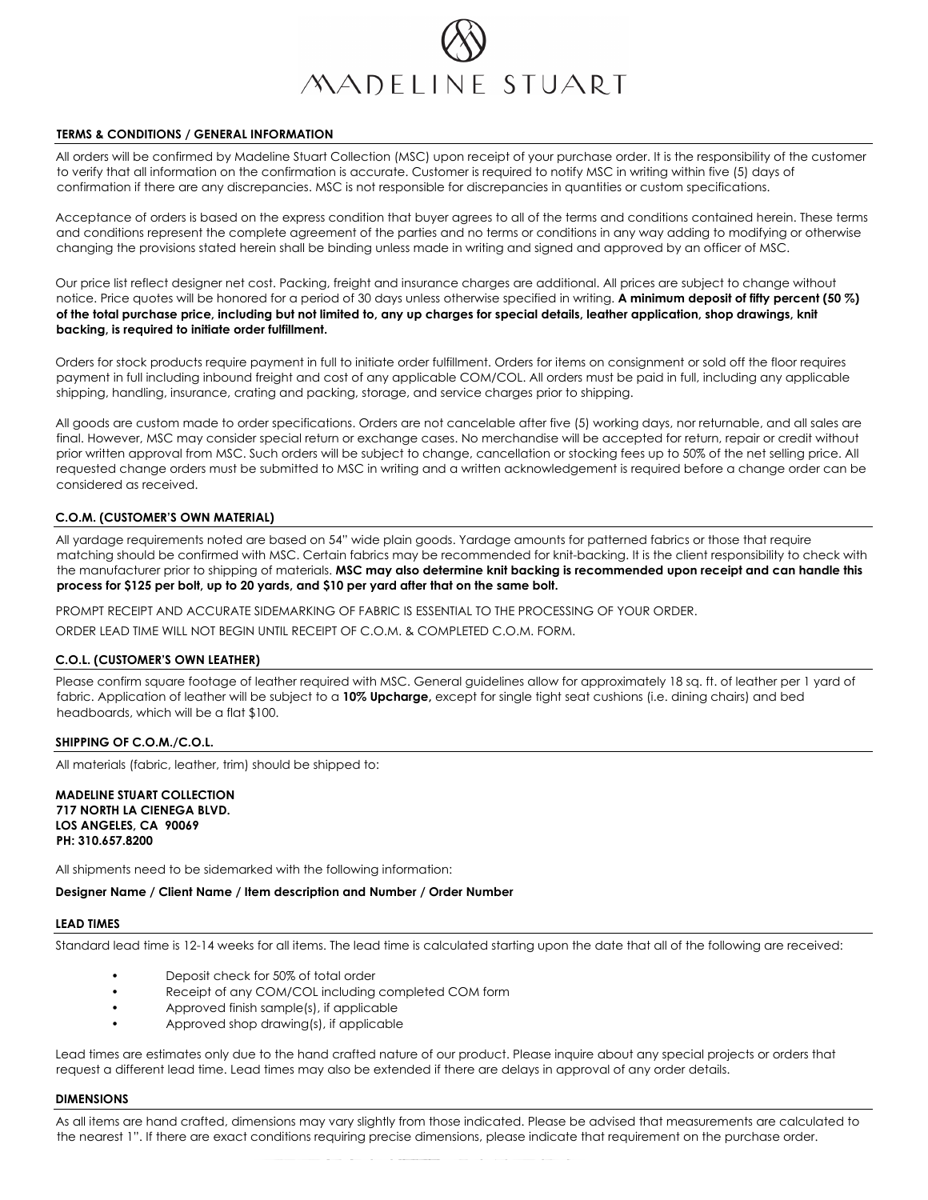# MADELINE STUART

## TERMS & CONDITIONS / GENERAL INFORMATION

All orders will be confirmed by Madeline Stuart Collection (MSC) upon receipt of your purchase order. It is the responsibility of the customer to verify that all information on the confirmation is accurate. Customer is required to notify MSC in writing within five (5) days of confirmation if there are any discrepancies. MSC is not responsible for discrepancies in quantities or custom specifications.

Acceptance of orders is based on the express condition that buyer agrees to all of the terms and conditions contained herein. These terms and conditions represent the complete agreement of the parties and no terms or conditions in any way adding to modifying or otherwise changing the provisions stated herein shall be binding unless made in writing and signed and approved by an officer of MSC.

Our price list reflect designer net cost. Packing, freight and insurance charges are additional. All prices are subject to change without notice. Price quotes will be honored for a period of 30 days unless otherwise specified in writing. **A minimum deposit of fifty percent (50 %) of the total purchase price, including but not limited to, any up charges for special details, leather application, shop drawings, knit backing, is required to initiate order fulfillment.**

Orders for stock products require payment in full to initiate order fulfillment. Orders for items on consignment or sold off the floor requires payment in full including inbound freight and cost of any applicable COM/COL. All orders must be paid in full, including any applicable shipping, handling, insurance, crating and packing, storage, and service charges prior to shipping.

All goods are custom made to order specifications. Orders are not cancelable after five (5) working days, nor returnable, and all sales are final. However, MSC may consider special return or exchange cases. No merchandise will be accepted for return, repair or credit without prior written approval from MSC. Such orders will be subject to change, cancellation or stocking fees up to 50% of the net selling price. All requested change orders must be submitted to MSC in writing and a written acknowledgement is required before a change order can be considered as received.

## C.O.M. (CUSTOMER'S OWN MATERIAL)

All yardage requirements noted are based on 54" wide plain goods. Yardage amounts for patterned fabrics or those that require matching should be confirmed with MSC. Certain fabrics may be recommended for knit-backing. It is the client responsibility to check with the manufacturer prior to shipping of materials. **MSC may also determine knit backing is recommended upon receipt and can handle this process for $125 per bolt, up to 20 yards, and $10 per yard after that on the same bolt.**

PROMPT RECEIPT AND ACCURATE SIDEMARKING OF FABRIC IS ESSENTIAL TO THE PROCESSING OF YOUR ORDER.

ORDER LEAD TIME WILL NOT BEGIN UNTIL RECEIPT OF C.O.M. & COMPLETED C.O.M. FORM.

## C.O.L. (CUSTOMER'S OWN LEATHER)

Please confirm square footage of leather required with MSC. General guidelines allow for approximately 18 sq. ft. of leather per 1 yard of fabric. Application of leather will be subject to a **10% Upcharge,** except for single tight seat cushions (i.e. dining chairs) and bed headboards, which will be a flat $100.

## SHIPPING OF C.O.M./C.O.L.

All materials (fabric, leather, trim) should be shipped to:

**MADELINE STUART COLLECTION**
**717 NORTH LA CIENEGA BLVD.**
**LOS ANGELES, CA 90069**
**PH: 310.657.8200**

All shipments need to be sidemarked with the following information:

**Designer Name / Client Name / Item description and Number / Order Number**

## LEAD TIMES

Standard lead time is 12-14 weeks for all items. The lead time is calculated starting upon the date that all of the following are received:

- Deposit check for 50% of total order
- Receipt of any COM/COL including completed COM form
- Approved finish sample(s), if applicable
- Approved shop drawing(s), if applicable

Lead times are estimates only due to the hand crafted nature of our product. Please inquire about any special projects or orders that request a different lead time. Lead times may also be extended if there are delays in approval of any order details.

## DIMENSIONS

As all items are hand crafted, dimensions may vary slightly from those indicated. Please be advised that measurements are calculated to the nearest 1". If there are exact conditions requiring precise dimensions, please indicate that requirement on the purchase order.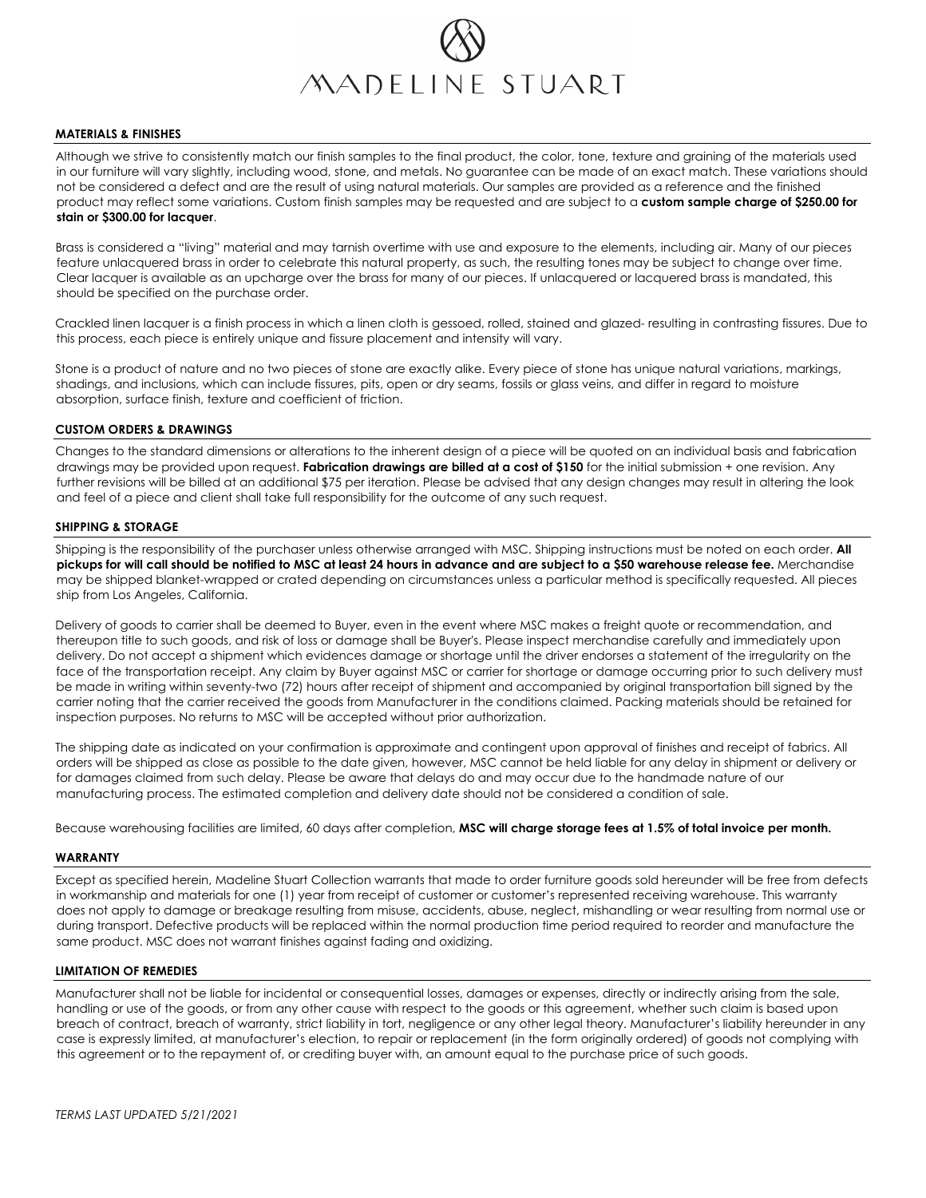# MADELINE STUART

## MATERIALS & FINISHES

Although we strive to consistently match our finish samples to the final product, the color, tone, texture and graining of the materials used in our furniture will vary slightly, including wood, stone, and metals. No guarantee can be made of an exact match. These variations should not be considered a defect and are the result of using natural materials. Our samples are provided as a reference and the finished product may reflect some variations. Custom finish samples may be requested and are subject to a **custom sample charge of $250.00 for stain or $300.00 for lacquer**.

Brass is considered a "living" material and may tarnish overtime with use and exposure to the elements, including air. Many of our pieces feature unlacquered brass in order to celebrate this natural property, as such, the resulting tones may be subject to change over time. Clear lacquer is available as an upcharge over the brass for many of our pieces. If unlacquered or lacquered brass is mandated, this should be specified on the purchase order.

Crackled linen lacquer is a finish process in which a linen cloth is gessoed, rolled, stained and glazed- resulting in contrasting fissures. Due to this process, each piece is entirely unique and fissure placement and intensity will vary.

Stone is a product of nature and no two pieces of stone are exactly alike. Every piece of stone has unique natural variations, markings, shadings, and inclusions, which can include fissures, pits, open or dry seams, fossils or glass veins, and differ in regard to moisture absorption, surface finish, texture and coefficient of friction.

## CUSTOM ORDERS & DRAWINGS

Changes to the standard dimensions or alterations to the inherent design of a piece will be quoted on an individual basis and fabrication drawings may be provided upon request. **Fabrication drawings are billed at a cost of $150** for the initial submission + one revision. Any further revisions will be billed at an additional $75 per iteration. Please be advised that any design changes may result in altering the look and feel of a piece and client shall take full responsibility for the outcome of any such request.

## SHIPPING & STORAGE

Shipping is the responsibility of the purchaser unless otherwise arranged with MSC. Shipping instructions must be noted on each order. **All pickups for will call should be notified to MSC at least 24 hours in advance and are subject to a $50 warehouse release fee.** Merchandise may be shipped blanket-wrapped or crated depending on circumstances unless a particular method is specifically requested. All pieces ship from Los Angeles, California.

Delivery of goods to carrier shall be deemed to Buyer, even in the event where MSC makes a freight quote or recommendation, and thereupon title to such goods, and risk of loss or damage shall be Buyer's. Please inspect merchandise carefully and immediately upon delivery. Do not accept a shipment which evidences damage or shortage until the driver endorses a statement of the irregularity on the face of the transportation receipt. Any claim by Buyer against MSC or carrier for shortage or damage occurring prior to such delivery must be made in writing within seventy-two (72) hours after receipt of shipment and accompanied by original transportation bill signed by the carrier noting that the carrier received the goods from Manufacturer in the conditions claimed. Packing materials should be retained for inspection purposes. No returns to MSC will be accepted without prior authorization.

The shipping date as indicated on your confirmation is approximate and contingent upon approval of finishes and receipt of fabrics. All orders will be shipped as close as possible to the date given, however, MSC cannot be held liable for any delay in shipment or delivery or for damages claimed from such delay. Please be aware that delays do and may occur due to the handmade nature of our manufacturing process. The estimated completion and delivery date should not be considered a condition of sale.

Because warehousing facilities are limited, 60 days after completion, **MSC will charge storage fees at 1.5% of total invoice per month.**

## WARRANTY

Except as specified herein, Madeline Stuart Collection warrants that made to order furniture goods sold hereunder will be free from defects in workmanship and materials for one (1) year from receipt of customer or customer's represented receiving warehouse. This warranty does not apply to damage or breakage resulting from misuse, accidents, abuse, neglect, mishandling or wear resulting from normal use or during transport. Defective products will be replaced within the normal production time period required to reorder and manufacture the same product. MSC does not warrant finishes against fading and oxidizing.

## LIMITATION OF REMEDIES

Manufacturer shall not be liable for incidental or consequential losses, damages or expenses, directly or indirectly arising from the sale, handling or use of the goods, or from any other cause with respect to the goods or this agreement, whether such claim is based upon breach of contract, breach of warranty, strict liability in tort, negligence or any other legal theory. Manufacturer's liability hereunder in any case is expressly limited, at manufacturer's election, to repair or replacement (in the form originally ordered) of goods not complying with this agreement or to the repayment of, or crediting buyer with, an amount equal to the purchase price of such goods.

*TERMS LAST UPDATED 5/21/2021*